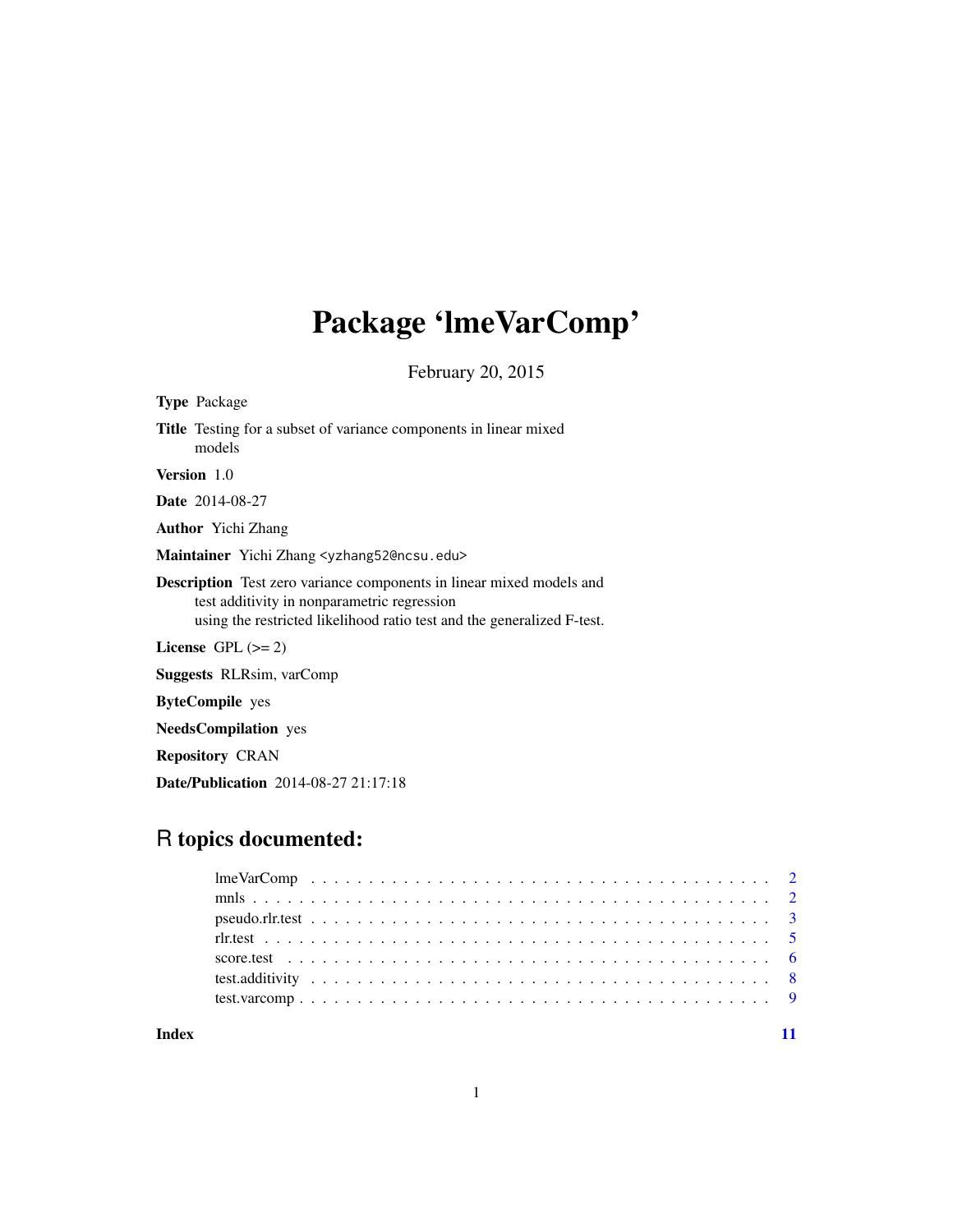# Package 'lmeVarComp'

February 20, 2015

**Type** Package

**Title** Testing for a subset of variance components in linear mixed models

**Version** 1.0

**Date** 2014-08-27

**Author** Yichi Zhang

**Maintainer** Yichi Zhang <yzhang52@ncsu.edu>

**Description** Test zero variance components in linear mixed models and test additivity in nonparametric regression using the restricted likelihood ratio test and the generalized F-test.

**License** GPL (>= 2)

**Suggests** RLRsim, varComp

**ByteCompile** yes

**NeedsCompilation** yes

**Repository** CRAN

**Date/Publication** 2014-08-27 21:17:18

## R topics documented:

| | |
|---|---|
| lmeVarComp | 2 |
| mnls | 2 |
| pseudo.rlr.test | 3 |
| rlr.test | 5 |
| score.test | 6 |
| test.additivity | 8 |
| test.varcomp | 9 |
| **Index** | **11** |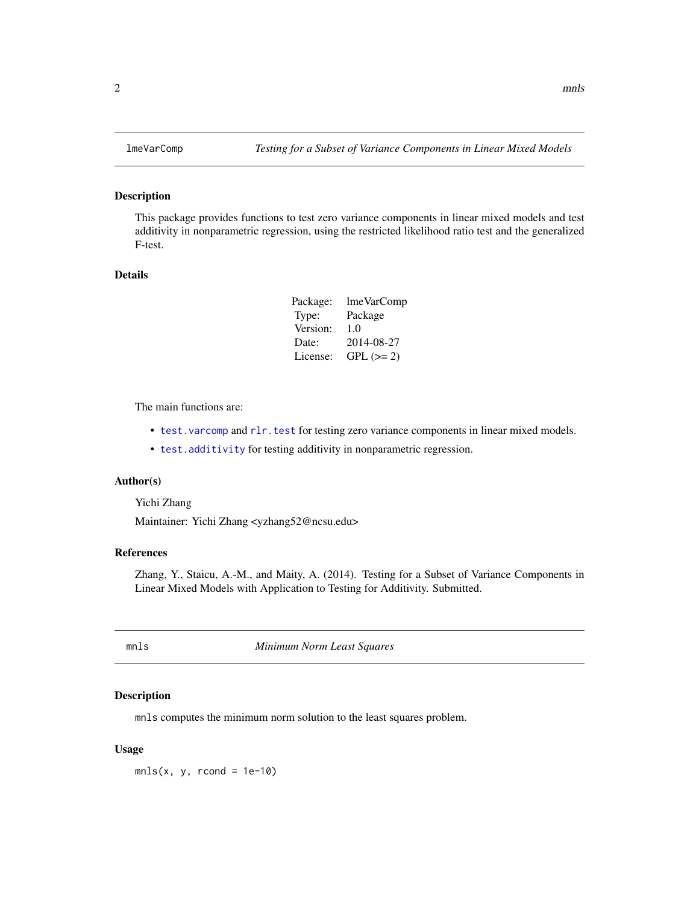## lmeVarComp — *Testing for a Subset of Variance Components in Linear Mixed Models*

### Description

This package provides functions to test zero variance components in linear mixed models and test additivity in nonparametric regression, using the restricted likelihood ratio test and the generalized F-test.

### Details

| | |
|---|---|
| Package: | lmeVarComp |
| Type: | Package |
| Version: | 1.0 |
| Date: | 2014-08-27 |
| License: | GPL (>= 2) |

The main functions are:

- `test.varcomp` and `rlr.test` for testing zero variance components in linear mixed models.
- `test.additivity` for testing additivity in nonparametric regression.

### Author(s)

Yichi Zhang

Maintainer: Yichi Zhang <yzhang52@ncsu.edu>

### References

Zhang, Y., Staicu, A.-M., and Maity, A. (2014). Testing for a Subset of Variance Components in Linear Mixed Models with Application to Testing for Additivity. Submitted.

## mnls — *Minimum Norm Least Squares*

### Description

`mnls` computes the minimum norm solution to the least squares problem.

### Usage

```
mnls(x, y, rcond = 1e-10)
```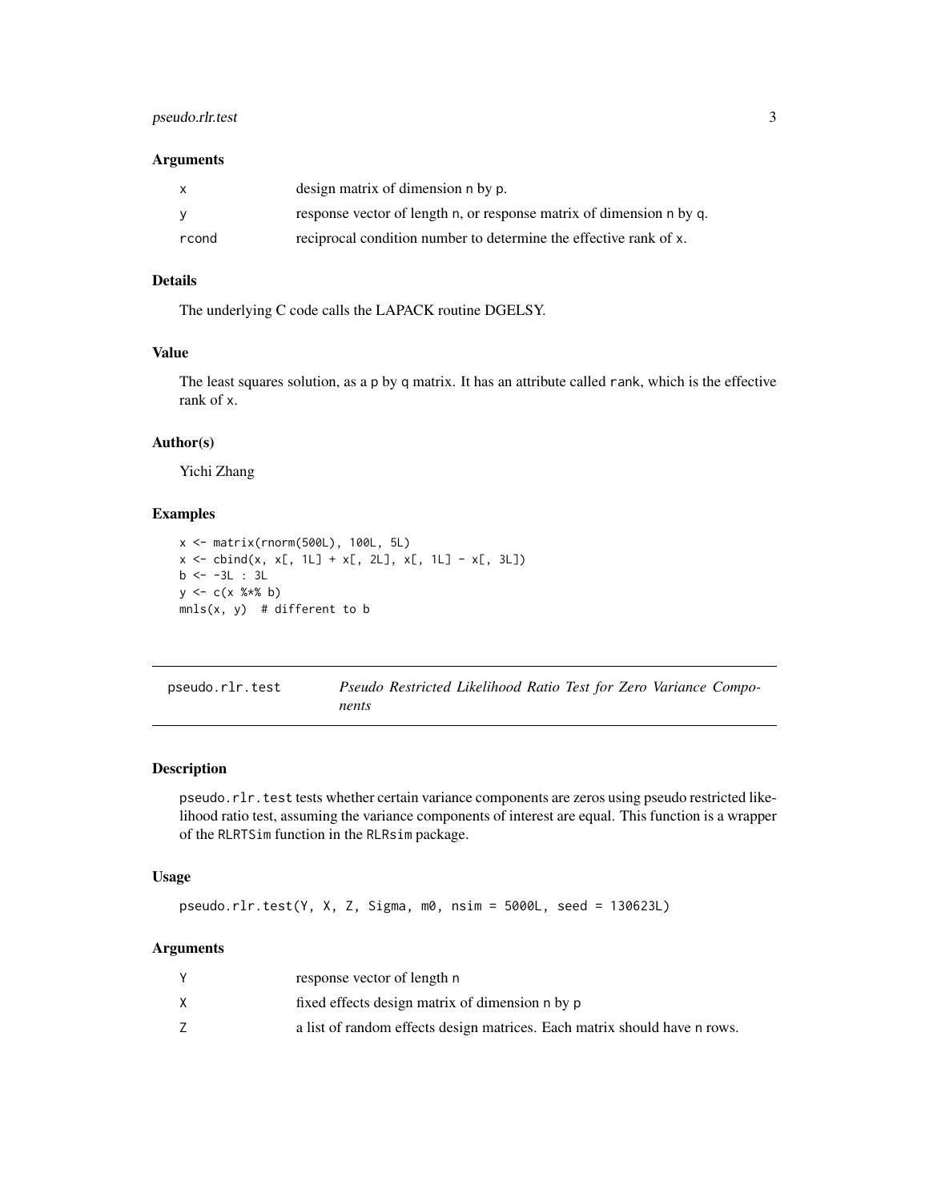### Arguments

| | |
|---|---|
| x | design matrix of dimension n by p. |
| y | response vector of length n, or response matrix of dimension n by q. |
| rcond | reciprocal condition number to determine the effective rank of x. |

### Details

The underlying C code calls the LAPACK routine DGELSY.

### Value

The least squares solution, as a p by q matrix. It has an attribute called rank, which is the effective rank of x.

### Author(s)

Yichi Zhang

### Examples

```
x <- matrix(rnorm(500L), 100L, 5L)
x <- cbind(x, x[, 1L] + x[, 2L], x[, 1L] - x[, 3L])
b <- -3L : 3L
y <- c(x %*% b)
mnls(x, y)  # different to b
```

---

## pseudo.rlr.test — *Pseudo Restricted Likelihood Ratio Test for Zero Variance Components*

---

### Description

pseudo.rlr.test tests whether certain variance components are zeros using pseudo restricted likelihood ratio test, assuming the variance components of interest are equal. This function is a wrapper of the RLRTSim function in the RLRsim package.

### Usage

```
pseudo.rlr.test(Y, X, Z, Sigma, m0, nsim = 5000L, seed = 130623L)
```

### Arguments

| | |
|---|---|
| Y | response vector of length n |
| X | fixed effects design matrix of dimension n by p |
| Z | a list of random effects design matrices. Each matrix should have n rows. |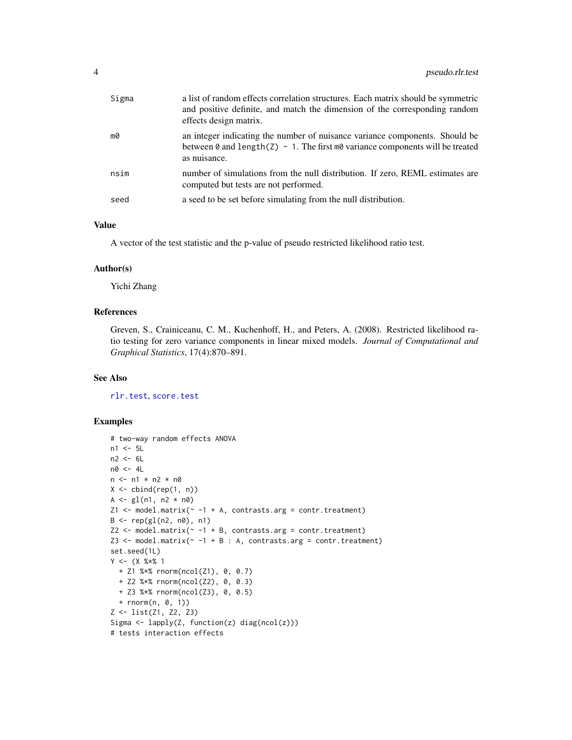| | |
|---|---|
| Sigma | a list of random effects correlation structures. Each matrix should be symmetric and positive definite, and match the dimension of the corresponding random effects design matrix. |
| m0 | an integer indicating the number of nuisance variance components. Should be between 0 and length(Z) - 1. The first m0 variance components will be treated as nuisance. |
| nsim | number of simulations from the null distribution. If zero, REML estimates are computed but tests are not performed. |
| seed | a seed to be set before simulating from the null distribution. |

## Value

A vector of the test statistic and the p-value of pseudo restricted likelihood ratio test.

## Author(s)

Yichi Zhang

## References

Greven, S., Crainiceanu, C. M., Kuchenhoff, H., and Peters, A. (2008). Restricted likelihood ratio testing for zero variance components in linear mixed models. *Journal of Computational and Graphical Statistics*, 17(4):870–891.

## See Also

rlr.test, score.test

## Examples

```
# two-way random effects ANOVA
n1 <- 5L
n2 <- 6L
n0 <- 4L
n <- n1 * n2 * n0
X <- cbind(rep(1, n))
A <- gl(n1, n2 * n0)
Z1 <- model.matrix(~ -1 + A, contrasts.arg = contr.treatment)
B <- rep(gl(n2, n0), n1)
Z2 <- model.matrix(~ -1 + B, contrasts.arg = contr.treatment)
Z3 <- model.matrix(~ -1 + B : A, contrasts.arg = contr.treatment)
set.seed(1L)
Y <- (X %*% 1
  + Z1 %*% rnorm(ncol(Z1), 0, 0.7)
  + Z2 %*% rnorm(ncol(Z2), 0, 0.3)
  + Z3 %*% rnorm(ncol(Z3), 0, 0.5)
  + rnorm(n, 0, 1))
Z <- list(Z1, Z2, Z3)
Sigma <- lapply(Z, function(z) diag(ncol(z)))
# tests interaction effects
```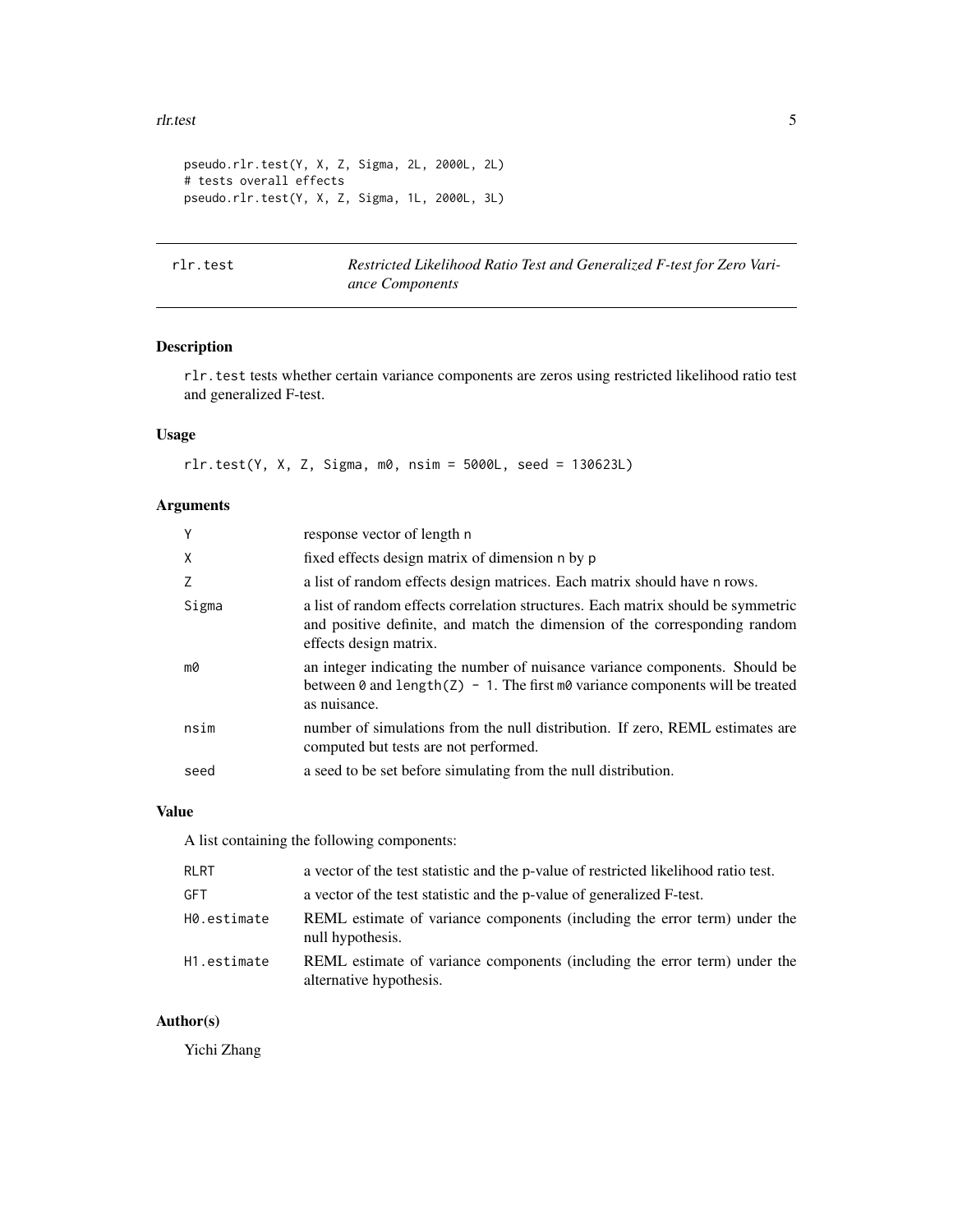```
pseudo.rlr.test(Y, X, Z, Sigma, 2L, 2000L, 2L)
# tests overall effects
pseudo.rlr.test(Y, X, Z, Sigma, 1L, 2000L, 3L)
```

---

## rlr.test — *Restricted Likelihood Ratio Test and Generalized F-test for Zero Variance Components*

---

### Description

`rlr.test` tests whether certain variance components are zeros using restricted likelihood ratio test and generalized F-test.

### Usage

```
rlr.test(Y, X, Z, Sigma, m0, nsim = 5000L, seed = 130623L)
```

### Arguments

| | |
|---|---|
| `Y` | response vector of length `n` |
| `X` | fixed effects design matrix of dimension `n` by `p` |
| `Z` | a list of random effects design matrices. Each matrix should have `n` rows. |
| `Sigma` | a list of random effects correlation structures. Each matrix should be symmetric and positive definite, and match the dimension of the corresponding random effects design matrix. |
| `m0` | an integer indicating the number of nuisance variance components. Should be between `0` and `length(Z) - 1`. The first `m0` variance components will be treated as nuisance. |
| `nsim` | number of simulations from the null distribution. If zero, REML estimates are computed but tests are not performed. |
| `seed` | a seed to be set before simulating from the null distribution. |

### Value

A list containing the following components:

| | |
|---|---|
| `RLRT` | a vector of the test statistic and the p-value of restricted likelihood ratio test. |
| `GFT` | a vector of the test statistic and the p-value of generalized F-test. |
| `H0.estimate` | REML estimate of variance components (including the error term) under the null hypothesis. |
| `H1.estimate` | REML estimate of variance components (including the error term) under the alternative hypothesis. |

### Author(s)

Yichi Zhang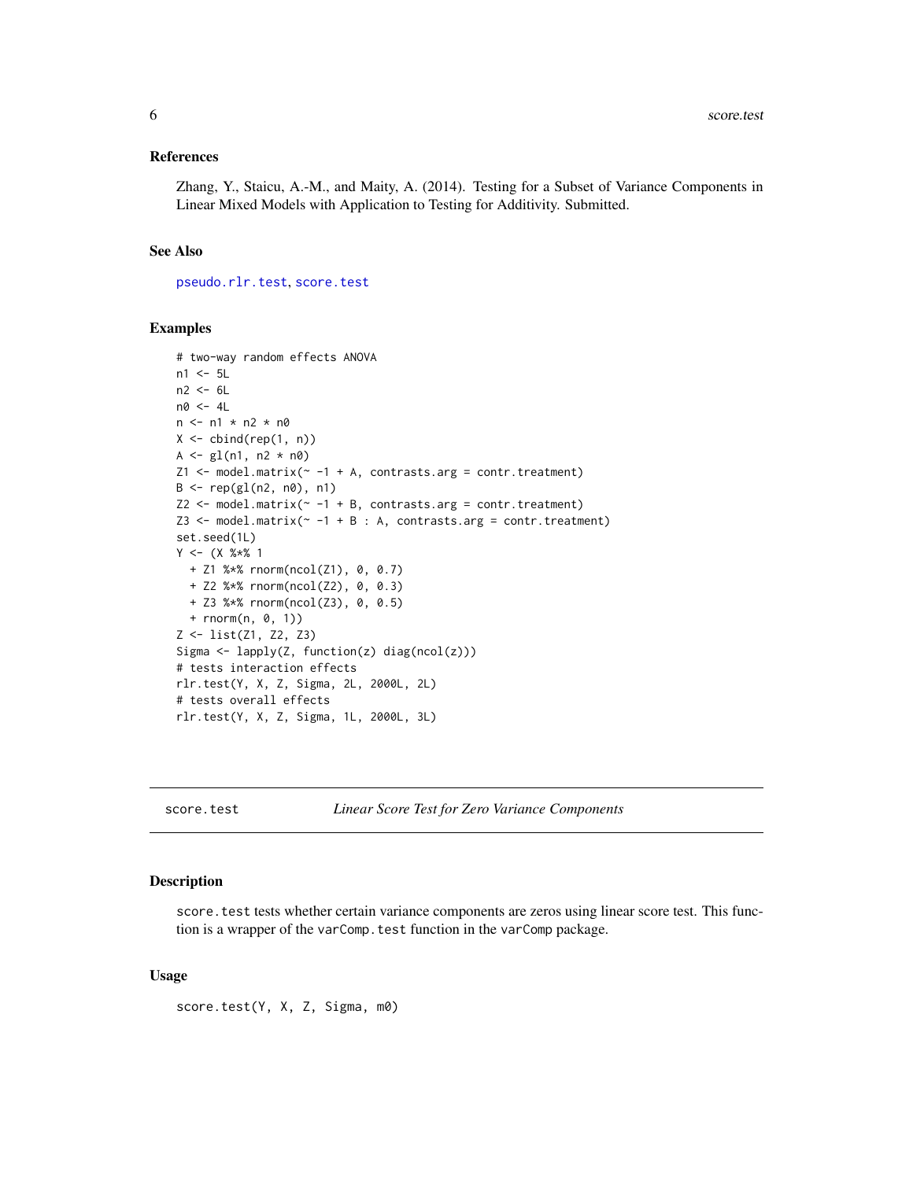### References

Zhang, Y., Staicu, A.-M., and Maity, A. (2014). Testing for a Subset of Variance Components in Linear Mixed Models with Application to Testing for Additivity. Submitted.

### See Also

pseudo.rlr.test, score.test

### Examples

```
# two-way random effects ANOVA
n1 <- 5L
n2 <- 6L
n0 <- 4L
n <- n1 * n2 * n0
X <- cbind(rep(1, n))
A <- gl(n1, n2 * n0)
Z1 <- model.matrix(~ -1 + A, contrasts.arg = contr.treatment)
B <- rep(gl(n2, n0), n1)
Z2 <- model.matrix(~ -1 + B, contrasts.arg = contr.treatment)
Z3 <- model.matrix(~ -1 + B : A, contrasts.arg = contr.treatment)
set.seed(1L)
Y <- (X %*% 1
  + Z1 %*% rnorm(ncol(Z1), 0, 0.7)
  + Z2 %*% rnorm(ncol(Z2), 0, 0.3)
  + Z3 %*% rnorm(ncol(Z3), 0, 0.5)
  + rnorm(n, 0, 1))
Z <- list(Z1, Z2, Z3)
Sigma <- lapply(Z, function(z) diag(ncol(z)))
# tests interaction effects
rlr.test(Y, X, Z, Sigma, 2L, 2000L, 2L)
# tests overall effects
rlr.test(Y, X, Z, Sigma, 1L, 2000L, 3L)
```

---

## score.test *Linear Score Test for Zero Variance Components*

### Description

score.test tests whether certain variance components are zeros using linear score test. This function is a wrapper of the varComp.test function in the varComp package.

### Usage

```
score.test(Y, X, Z, Sigma, m0)
```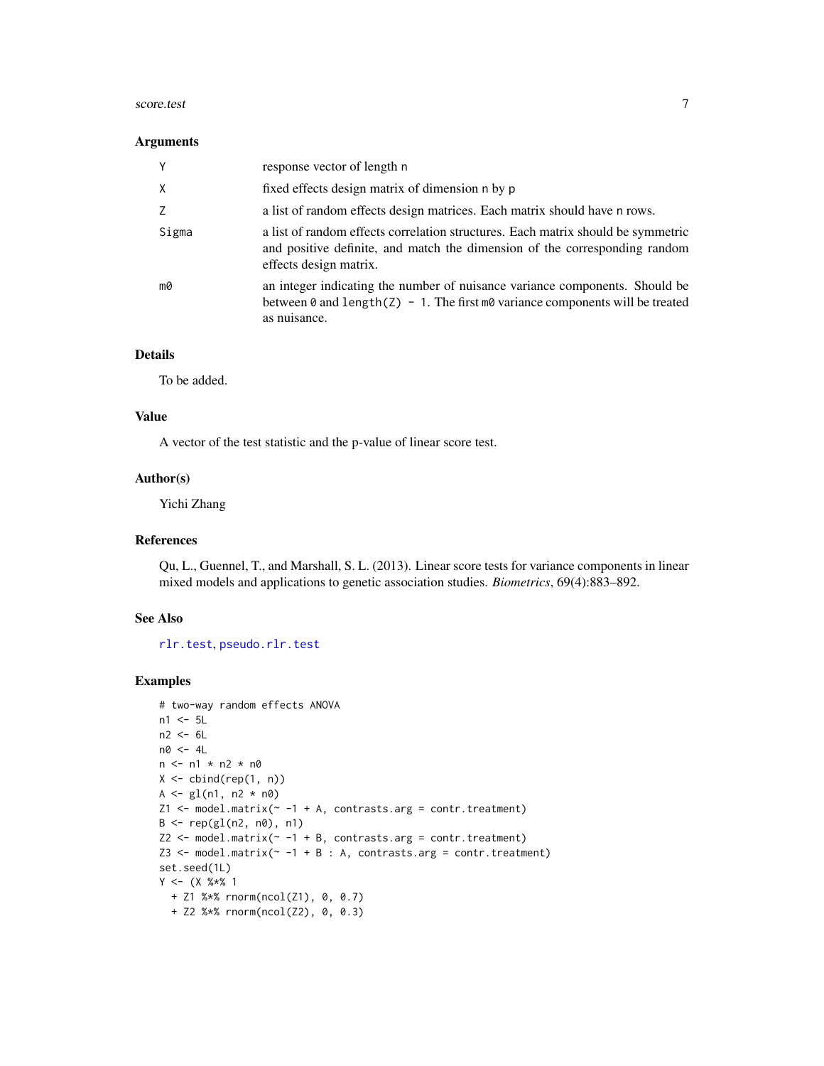### Arguments

| | |
|---|---|
| Y | response vector of length n |
| X | fixed effects design matrix of dimension n by p |
| Z | a list of random effects design matrices. Each matrix should have n rows. |
| Sigma | a list of random effects correlation structures. Each matrix should be symmetric and positive definite, and match the dimension of the corresponding random effects design matrix. |
| m0 | an integer indicating the number of nuisance variance components. Should be between 0 and length(Z) - 1. The first m0 variance components will be treated as nuisance. |

### Details

To be added.

### Value

A vector of the test statistic and the p-value of linear score test.

### Author(s)

Yichi Zhang

### References

Qu, L., Guennel, T., and Marshall, S. L. (2013). Linear score tests for variance components in linear mixed models and applications to genetic association studies. *Biometrics*, 69(4):883–892.

### See Also

rlr.test, pseudo.rlr.test

### Examples

```
# two-way random effects ANOVA
n1 <- 5L
n2 <- 6L
n0 <- 4L
n <- n1 * n2 * n0
X <- cbind(rep(1, n))
A <- gl(n1, n2 * n0)
Z1 <- model.matrix(~ -1 + A, contrasts.arg = contr.treatment)
B <- rep(gl(n2, n0), n1)
Z2 <- model.matrix(~ -1 + B, contrasts.arg = contr.treatment)
Z3 <- model.matrix(~ -1 + B : A, contrasts.arg = contr.treatment)
set.seed(1L)
Y <- (X %*% 1
  + Z1 %*% rnorm(ncol(Z1), 0, 0.7)
  + Z2 %*% rnorm(ncol(Z2), 0, 0.3)
```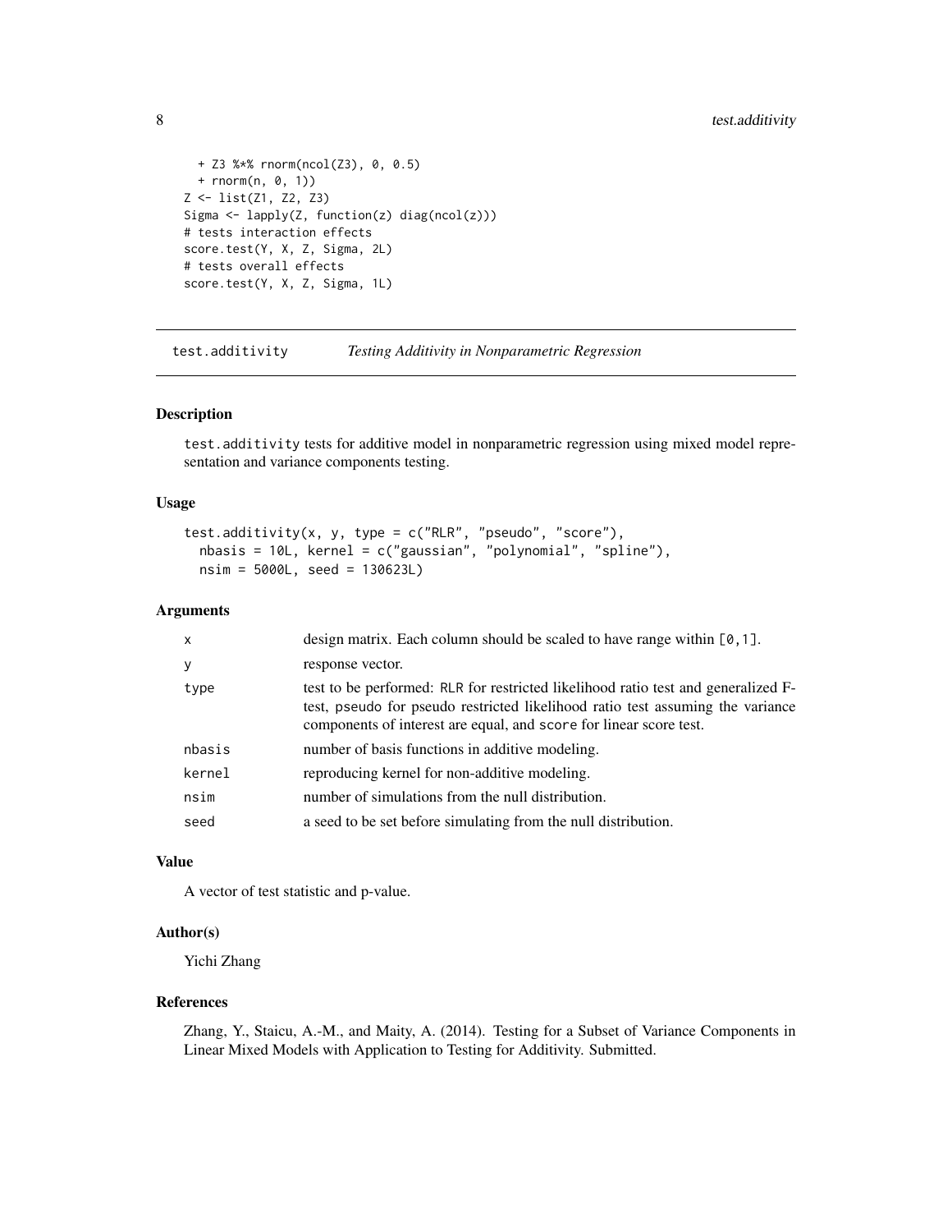```
  + Z3 %*% rnorm(ncol(Z3), 0, 0.5)
  + rnorm(n, 0, 1))
Z <- list(Z1, Z2, Z3)
Sigma <- lapply(Z, function(z) diag(ncol(z)))
# tests interaction effects
score.test(Y, X, Z, Sigma, 2L)
# tests overall effects
score.test(Y, X, Z, Sigma, 1L)
```

---

## test.additivity — *Testing Additivity in Nonparametric Regression*

### Description

test.additivity tests for additive model in nonparametric regression using mixed model representation and variance components testing.

### Usage

```
test.additivity(x, y, type = c("RLR", "pseudo", "score"),
  nbasis = 10L, kernel = c("gaussian", "polynomial", "spline"),
  nsim = 5000L, seed = 130623L)
```

### Arguments

| | |
|---|---|
| x | design matrix. Each column should be scaled to have range within [0,1]. |
| y | response vector. |
| type | test to be performed: RLR for restricted likelihood ratio test and generalized F-test, pseudo for pseudo restricted likelihood ratio test assuming the variance components of interest are equal, and score for linear score test. |
| nbasis | number of basis functions in additive modeling. |
| kernel | reproducing kernel for non-additive modeling. |
| nsim | number of simulations from the null distribution. |
| seed | a seed to be set before simulating from the null distribution. |

### Value

A vector of test statistic and p-value.

### Author(s)

Yichi Zhang

### References

Zhang, Y., Staicu, A.-M., and Maity, A. (2014). Testing for a Subset of Variance Components in Linear Mixed Models with Application to Testing for Additivity. Submitted.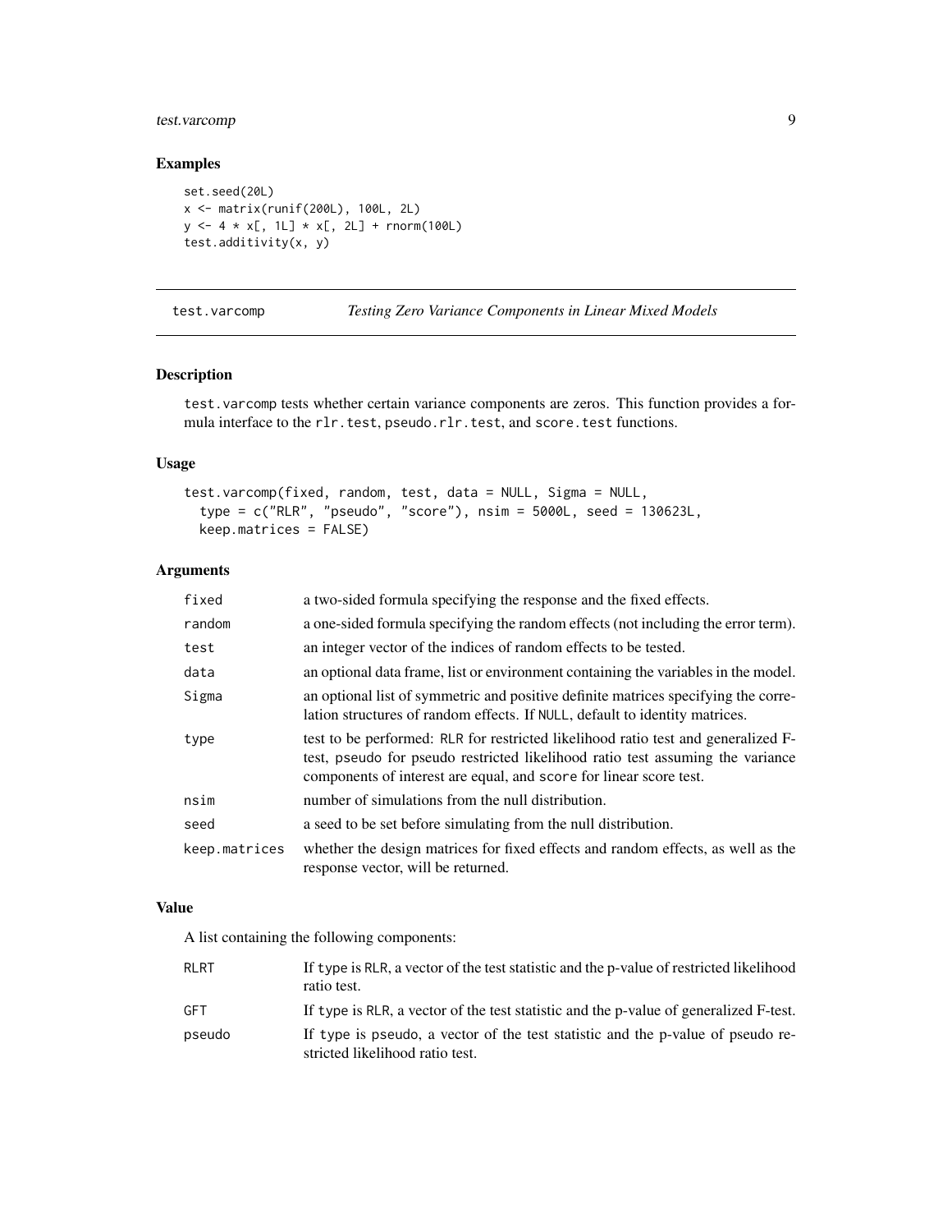## Examples

```
set.seed(20L)
x <- matrix(runif(200L), 100L, 2L)
y <- 4 * x[, 1L] * x[, 2L] + rnorm(100L)
test.additivity(x, y)
```

---

# test.varcomp — *Testing Zero Variance Components in Linear Mixed Models*

---

## Description

test.varcomp tests whether certain variance components are zeros. This function provides a formula interface to the rlr.test, pseudo.rlr.test, and score.test functions.

## Usage

```
test.varcomp(fixed, random, test, data = NULL, Sigma = NULL,
  type = c("RLR", "pseudo", "score"), nsim = 5000L, seed = 130623L,
  keep.matrices = FALSE)
```

## Arguments

| | |
|---|---|
| fixed | a two-sided formula specifying the response and the fixed effects. |
| random | a one-sided formula specifying the random effects (not including the error term). |
| test | an integer vector of the indices of random effects to be tested. |
| data | an optional data frame, list or environment containing the variables in the model. |
| Sigma | an optional list of symmetric and positive definite matrices specifying the correlation structures of random effects. If NULL, default to identity matrices. |
| type | test to be performed: RLR for restricted likelihood ratio test and generalized F-test, pseudo for pseudo restricted likelihood ratio test assuming the variance components of interest are equal, and score for linear score test. |
| nsim | number of simulations from the null distribution. |
| seed | a seed to be set before simulating from the null distribution. |
| keep.matrices | whether the design matrices for fixed effects and random effects, as well as the response vector, will be returned. |

## Value

A list containing the following components:

| | |
|---|---|
| RLRT | If type is RLR, a vector of the test statistic and the p-value of restricted likelihood ratio test. |
| GFT | If type is RLR, a vector of the test statistic and the p-value of generalized F-test. |
| pseudo | If type is pseudo, a vector of the test statistic and the p-value of pseudo restricted likelihood ratio test. |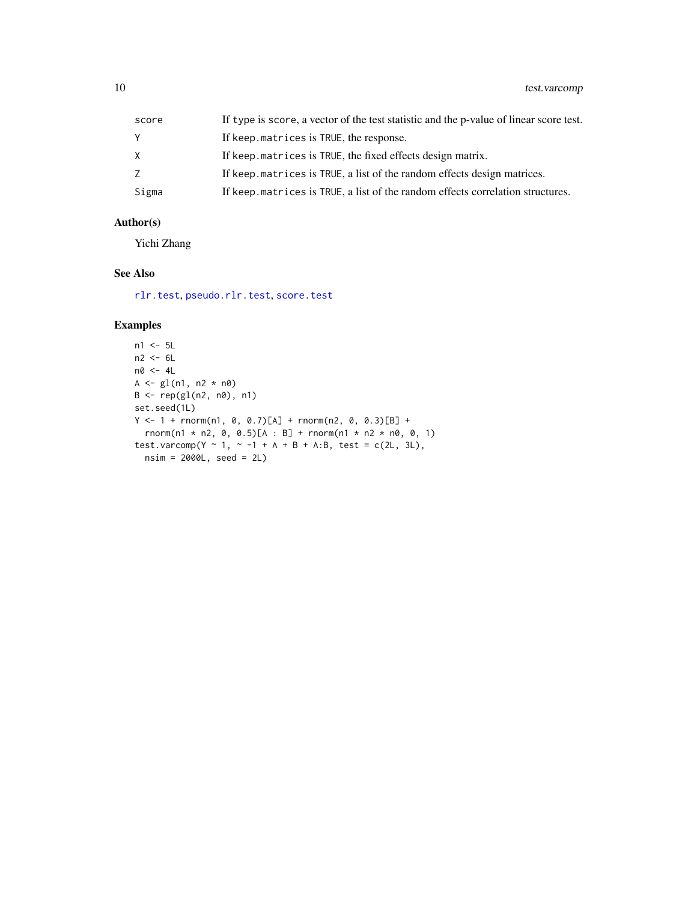| | |
|---|---|
| score | If type is score, a vector of the test statistic and the p-value of linear score test. |
| Y | If keep.matrices is TRUE, the response. |
| X | If keep.matrices is TRUE, the fixed effects design matrix. |
| Z | If keep.matrices is TRUE, a list of the random effects design matrices. |
| Sigma | If keep.matrices is TRUE, a list of the random effects correlation structures. |

## Author(s)

Yichi Zhang

## See Also

rlr.test, pseudo.rlr.test, score.test

## Examples

```
n1 <- 5L
n2 <- 6L
n0 <- 4L
A <- gl(n1, n2 * n0)
B <- rep(gl(n2, n0), n1)
set.seed(1L)
Y <- 1 + rnorm(n1, 0, 0.7)[A] + rnorm(n2, 0, 0.3)[B] +
  rnorm(n1 * n2, 0, 0.5)[A : B] + rnorm(n1 * n2 * n0, 0, 1)
test.varcomp(Y ~ 1, ~ -1 + A + B + A:B, test = c(2L, 3L),
  nsim = 2000L, seed = 2L)
```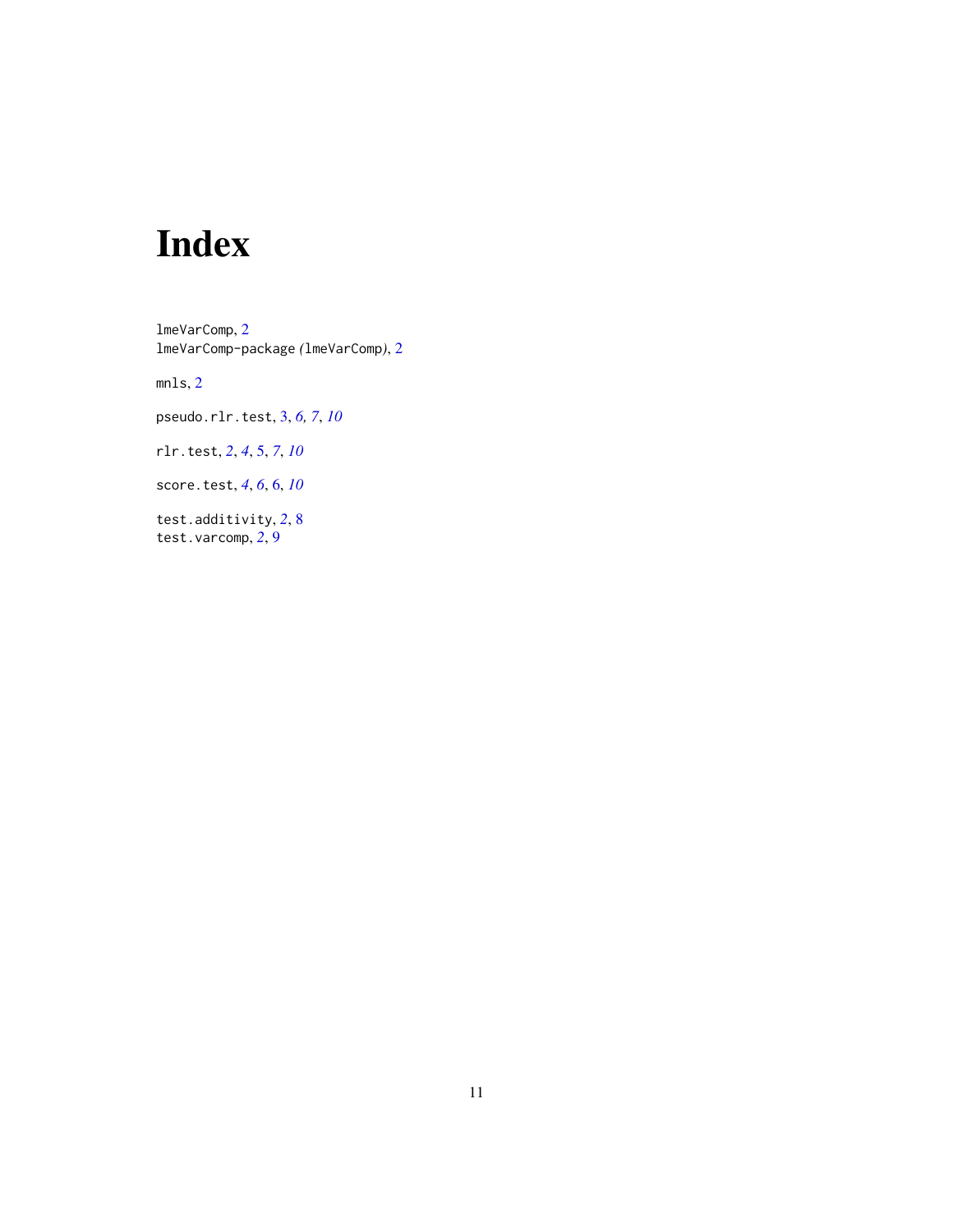# Index

lmeVarComp, 2
lmeVarComp-package (lmeVarComp), 2

mnls, 2

pseudo.rlr.test, 3, *6, 7*, *10*

rlr.test, *2*, *4*, 5, *7*, *10*

score.test, *4*, *6*, 6, *10*

test.additivity, *2*, 8
test.varcomp, *2*, 9